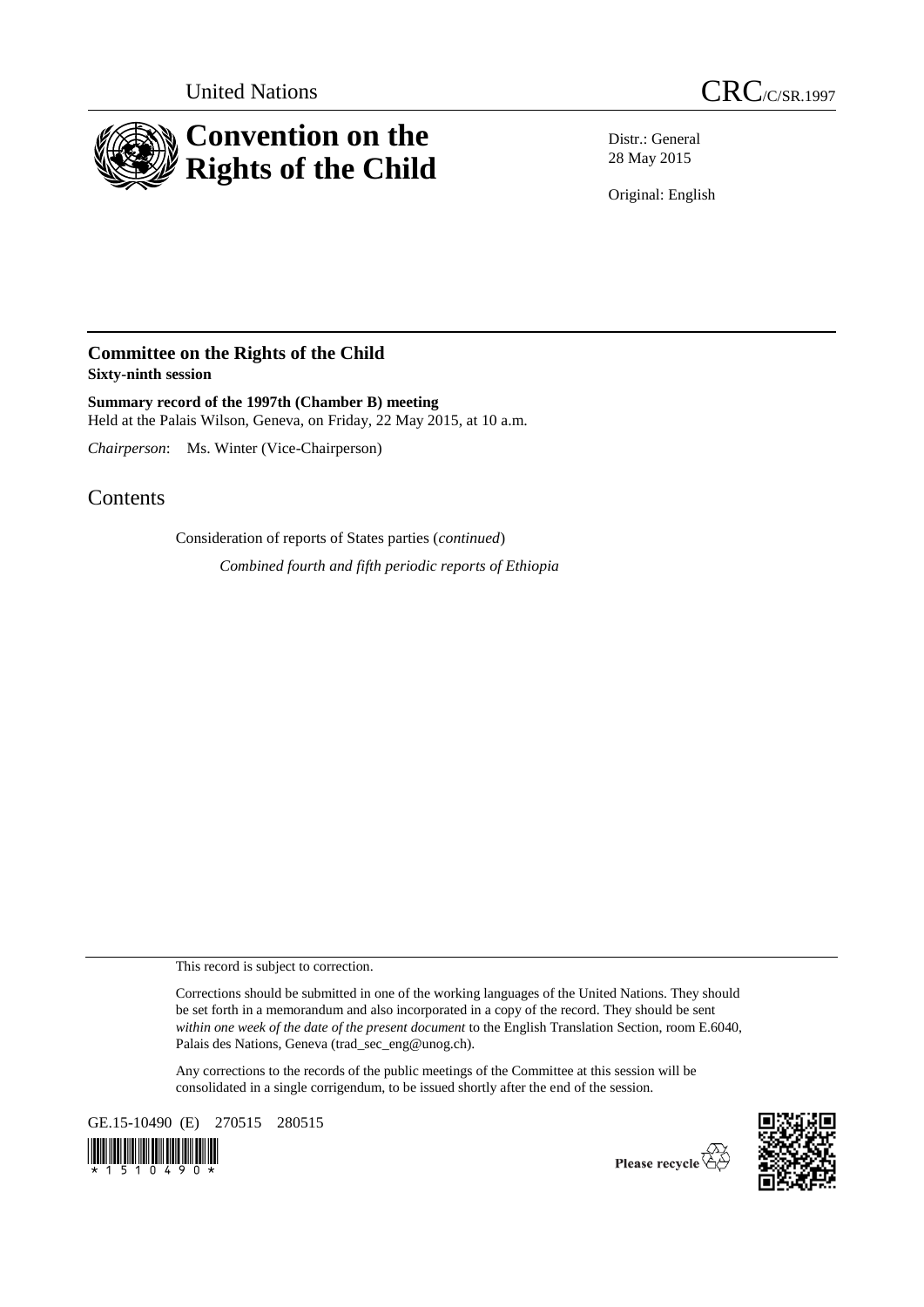United Nations

CRC/C/SR.1997

# Convention on the Rights of the Child

Distr.: General
28 May 2015

Original: English

## Committee on the Rights of the Child
**Sixty-ninth session**

**Summary record of the 1997th (Chamber B) meeting**
Held at the Palais Wilson, Geneva, on Friday, 22 May 2015, at 10 a.m.

*Chairperson*: Ms. Winter (Vice-Chairperson)

# Contents

Consideration of reports of States parties (*continued*)

*Combined fourth and fifth periodic reports of Ethiopia*

This record is subject to correction.

Corrections should be submitted in one of the working languages of the United Nations. They should be set forth in a memorandum and also incorporated in a copy of the record. They should be sent *within one week of the date of the present document* to the English Translation Section, room E.6040, Palais des Nations, Geneva (trad_sec_eng@unog.ch).

Any corrections to the records of the public meetings of the Committee at this session will be consolidated in a single corrigendum, to be issued shortly after the end of the session.

GE.15-10490 (E) 270515 280515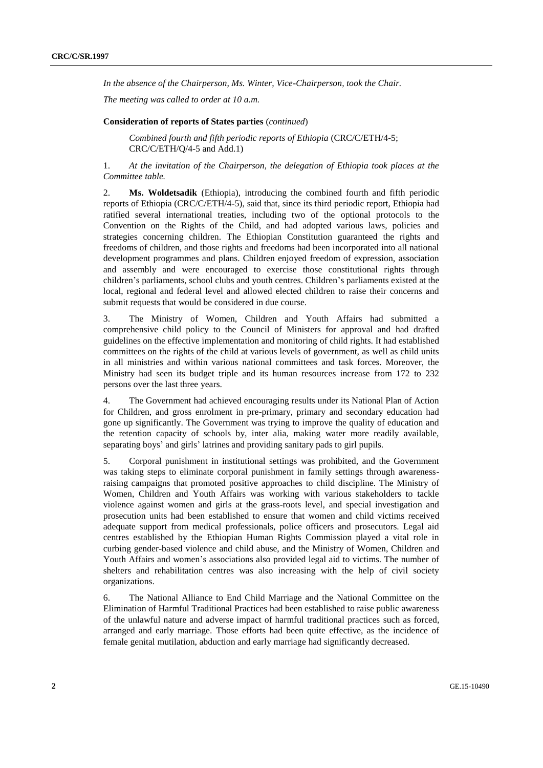*In the absence of the Chairperson, Ms. Winter, Vice-Chairperson, took the Chair.*

*The meeting was called to order at 10 a.m.*

**Consideration of reports of States parties** (*continued*)

*Combined fourth and fifth periodic reports of Ethiopia* (CRC/C/ETH/4-5; CRC/C/ETH/Q/4-5 and Add.1)

1. *At the invitation of the Chairperson, the delegation of Ethiopia took places at the Committee table.*

2. **Ms. Woldetsadik** (Ethiopia), introducing the combined fourth and fifth periodic reports of Ethiopia (CRC/C/ETH/4-5), said that, since its third periodic report, Ethiopia had ratified several international treaties, including two of the optional protocols to the Convention on the Rights of the Child, and had adopted various laws, policies and strategies concerning children. The Ethiopian Constitution guaranteed the rights and freedoms of children, and those rights and freedoms had been incorporated into all national development programmes and plans. Children enjoyed freedom of expression, association and assembly and were encouraged to exercise those constitutional rights through children's parliaments, school clubs and youth centres. Children's parliaments existed at the local, regional and federal level and allowed elected children to raise their concerns and submit requests that would be considered in due course.

3. The Ministry of Women, Children and Youth Affairs had submitted a comprehensive child policy to the Council of Ministers for approval and had drafted guidelines on the effective implementation and monitoring of child rights. It had established committees on the rights of the child at various levels of government, as well as child units in all ministries and within various national committees and task forces. Moreover, the Ministry had seen its budget triple and its human resources increase from 172 to 232 persons over the last three years.

4. The Government had achieved encouraging results under its National Plan of Action for Children, and gross enrolment in pre-primary, primary and secondary education had gone up significantly. The Government was trying to improve the quality of education and the retention capacity of schools by, inter alia, making water more readily available, separating boys' and girls' latrines and providing sanitary pads to girl pupils.

5. Corporal punishment in institutional settings was prohibited, and the Government was taking steps to eliminate corporal punishment in family settings through awareness-raising campaigns that promoted positive approaches to child discipline. The Ministry of Women, Children and Youth Affairs was working with various stakeholders to tackle violence against women and girls at the grass-roots level, and special investigation and prosecution units had been established to ensure that women and child victims received adequate support from medical professionals, police officers and prosecutors. Legal aid centres established by the Ethiopian Human Rights Commission played a vital role in curbing gender-based violence and child abuse, and the Ministry of Women, Children and Youth Affairs and women's associations also provided legal aid to victims. The number of shelters and rehabilitation centres was also increasing with the help of civil society organizations.

6. The National Alliance to End Child Marriage and the National Committee on the Elimination of Harmful Traditional Practices had been established to raise public awareness of the unlawful nature and adverse impact of harmful traditional practices such as forced, arranged and early marriage. Those efforts had been quite effective, as the incidence of female genital mutilation, abduction and early marriage had significantly decreased.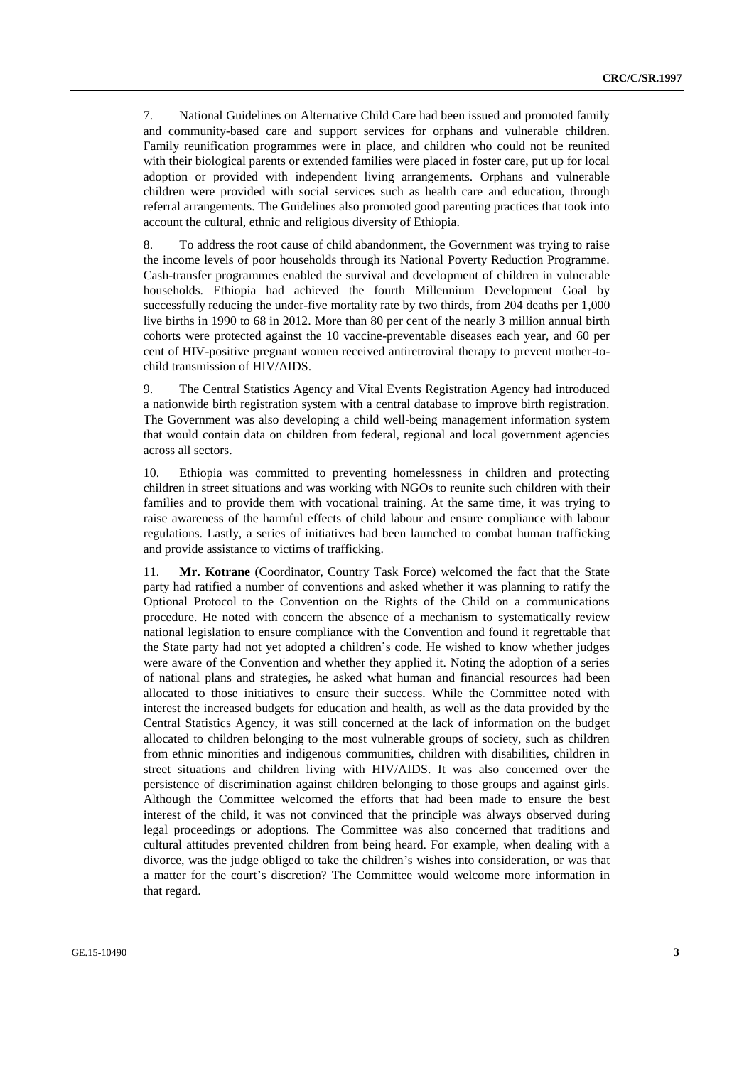7. National Guidelines on Alternative Child Care had been issued and promoted family and community-based care and support services for orphans and vulnerable children. Family reunification programmes were in place, and children who could not be reunited with their biological parents or extended families were placed in foster care, put up for local adoption or provided with independent living arrangements. Orphans and vulnerable children were provided with social services such as health care and education, through referral arrangements. The Guidelines also promoted good parenting practices that took into account the cultural, ethnic and religious diversity of Ethiopia.

8. To address the root cause of child abandonment, the Government was trying to raise the income levels of poor households through its National Poverty Reduction Programme. Cash-transfer programmes enabled the survival and development of children in vulnerable households. Ethiopia had achieved the fourth Millennium Development Goal by successfully reducing the under-five mortality rate by two thirds, from 204 deaths per 1,000 live births in 1990 to 68 in 2012. More than 80 per cent of the nearly 3 million annual birth cohorts were protected against the 10 vaccine-preventable diseases each year, and 60 per cent of HIV-positive pregnant women received antiretroviral therapy to prevent mother-to-child transmission of HIV/AIDS.

9. The Central Statistics Agency and Vital Events Registration Agency had introduced a nationwide birth registration system with a central database to improve birth registration. The Government was also developing a child well-being management information system that would contain data on children from federal, regional and local government agencies across all sectors.

10. Ethiopia was committed to preventing homelessness in children and protecting children in street situations and was working with NGOs to reunite such children with their families and to provide them with vocational training. At the same time, it was trying to raise awareness of the harmful effects of child labour and ensure compliance with labour regulations. Lastly, a series of initiatives had been launched to combat human trafficking and provide assistance to victims of trafficking.

11. **Mr. Kotrane** (Coordinator, Country Task Force) welcomed the fact that the State party had ratified a number of conventions and asked whether it was planning to ratify the Optional Protocol to the Convention on the Rights of the Child on a communications procedure. He noted with concern the absence of a mechanism to systematically review national legislation to ensure compliance with the Convention and found it regrettable that the State party had not yet adopted a children's code. He wished to know whether judges were aware of the Convention and whether they applied it. Noting the adoption of a series of national plans and strategies, he asked what human and financial resources had been allocated to those initiatives to ensure their success. While the Committee noted with interest the increased budgets for education and health, as well as the data provided by the Central Statistics Agency, it was still concerned at the lack of information on the budget allocated to children belonging to the most vulnerable groups of society, such as children from ethnic minorities and indigenous communities, children with disabilities, children in street situations and children living with HIV/AIDS. It was also concerned over the persistence of discrimination against children belonging to those groups and against girls. Although the Committee welcomed the efforts that had been made to ensure the best interest of the child, it was not convinced that the principle was always observed during legal proceedings or adoptions. The Committee was also concerned that traditions and cultural attitudes prevented children from being heard. For example, when dealing with a divorce, was the judge obliged to take the children's wishes into consideration, or was that a matter for the court's discretion? The Committee would welcome more information in that regard.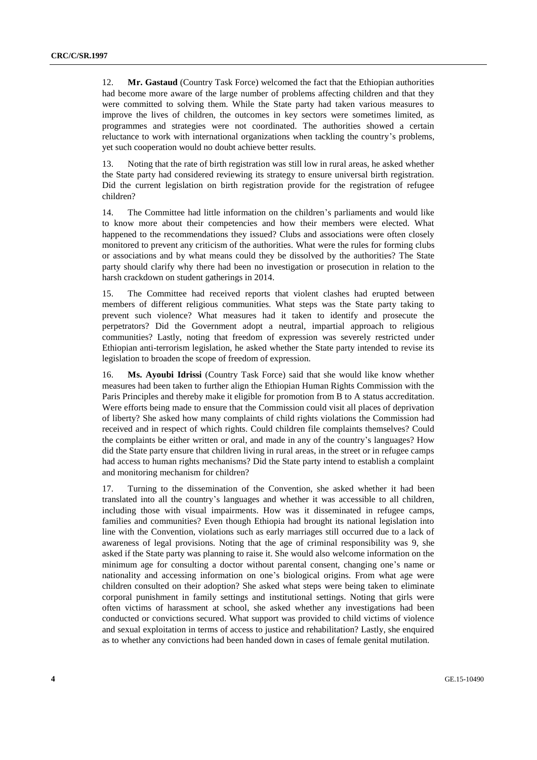12. **Mr. Gastaud** (Country Task Force) welcomed the fact that the Ethiopian authorities had become more aware of the large number of problems affecting children and that they were committed to solving them. While the State party had taken various measures to improve the lives of children, the outcomes in key sectors were sometimes limited, as programmes and strategies were not coordinated. The authorities showed a certain reluctance to work with international organizations when tackling the country's problems, yet such cooperation would no doubt achieve better results.

13. Noting that the rate of birth registration was still low in rural areas, he asked whether the State party had considered reviewing its strategy to ensure universal birth registration. Did the current legislation on birth registration provide for the registration of refugee children?

14. The Committee had little information on the children's parliaments and would like to know more about their competencies and how their members were elected. What happened to the recommendations they issued? Clubs and associations were often closely monitored to prevent any criticism of the authorities. What were the rules for forming clubs or associations and by what means could they be dissolved by the authorities? The State party should clarify why there had been no investigation or prosecution in relation to the harsh crackdown on student gatherings in 2014.

15. The Committee had received reports that violent clashes had erupted between members of different religious communities. What steps was the State party taking to prevent such violence? What measures had it taken to identify and prosecute the perpetrators? Did the Government adopt a neutral, impartial approach to religious communities? Lastly, noting that freedom of expression was severely restricted under Ethiopian anti-terrorism legislation, he asked whether the State party intended to revise its legislation to broaden the scope of freedom of expression.

16. **Ms. Ayoubi Idrissi** (Country Task Force) said that she would like know whether measures had been taken to further align the Ethiopian Human Rights Commission with the Paris Principles and thereby make it eligible for promotion from B to A status accreditation. Were efforts being made to ensure that the Commission could visit all places of deprivation of liberty? She asked how many complaints of child rights violations the Commission had received and in respect of which rights. Could children file complaints themselves? Could the complaints be either written or oral, and made in any of the country's languages? How did the State party ensure that children living in rural areas, in the street or in refugee camps had access to human rights mechanisms? Did the State party intend to establish a complaint and monitoring mechanism for children?

17. Turning to the dissemination of the Convention, she asked whether it had been translated into all the country's languages and whether it was accessible to all children, including those with visual impairments. How was it disseminated in refugee camps, families and communities? Even though Ethiopia had brought its national legislation into line with the Convention, violations such as early marriages still occurred due to a lack of awareness of legal provisions. Noting that the age of criminal responsibility was 9, she asked if the State party was planning to raise it. She would also welcome information on the minimum age for consulting a doctor without parental consent, changing one's name or nationality and accessing information on one's biological origins. From what age were children consulted on their adoption? She asked what steps were being taken to eliminate corporal punishment in family settings and institutional settings. Noting that girls were often victims of harassment at school, she asked whether any investigations had been conducted or convictions secured. What support was provided to child victims of violence and sexual exploitation in terms of access to justice and rehabilitation? Lastly, she enquired as to whether any convictions had been handed down in cases of female genital mutilation.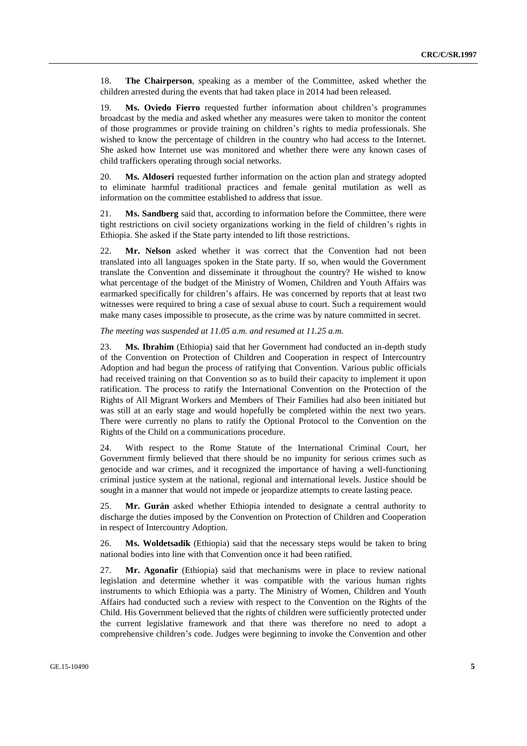18. **The Chairperson**, speaking as a member of the Committee, asked whether the children arrested during the events that had taken place in 2014 had been released.

19. **Ms. Oviedo Fierro** requested further information about children's programmes broadcast by the media and asked whether any measures were taken to monitor the content of those programmes or provide training on children's rights to media professionals. She wished to know the percentage of children in the country who had access to the Internet. She asked how Internet use was monitored and whether there were any known cases of child traffickers operating through social networks.

20. **Ms. Aldoseri** requested further information on the action plan and strategy adopted to eliminate harmful traditional practices and female genital mutilation as well as information on the committee established to address that issue.

21. **Ms. Sandberg** said that, according to information before the Committee, there were tight restrictions on civil society organizations working in the field of children's rights in Ethiopia. She asked if the State party intended to lift those restrictions.

22. **Mr. Nelson** asked whether it was correct that the Convention had not been translated into all languages spoken in the State party. If so, when would the Government translate the Convention and disseminate it throughout the country? He wished to know what percentage of the budget of the Ministry of Women, Children and Youth Affairs was earmarked specifically for children's affairs. He was concerned by reports that at least two witnesses were required to bring a case of sexual abuse to court. Such a requirement would make many cases impossible to prosecute, as the crime was by nature committed in secret.

*The meeting was suspended at 11.05 a.m. and resumed at 11.25 a.m.*

23. **Ms. Ibrahim** (Ethiopia) said that her Government had conducted an in-depth study of the Convention on Protection of Children and Cooperation in respect of Intercountry Adoption and had begun the process of ratifying that Convention. Various public officials had received training on that Convention so as to build their capacity to implement it upon ratification. The process to ratify the International Convention on the Protection of the Rights of All Migrant Workers and Members of Their Families had also been initiated but was still at an early stage and would hopefully be completed within the next two years. There were currently no plans to ratify the Optional Protocol to the Convention on the Rights of the Child on a communications procedure.

24. With respect to the Rome Statute of the International Criminal Court, her Government firmly believed that there should be no impunity for serious crimes such as genocide and war crimes, and it recognized the importance of having a well-functioning criminal justice system at the national, regional and international levels. Justice should be sought in a manner that would not impede or jeopardize attempts to create lasting peace.

25. **Mr. Gurán** asked whether Ethiopia intended to designate a central authority to discharge the duties imposed by the Convention on Protection of Children and Cooperation in respect of Intercountry Adoption.

26. **Ms. Woldetsadik** (Ethiopia) said that the necessary steps would be taken to bring national bodies into line with that Convention once it had been ratified.

27. **Mr. Agonafir** (Ethiopia) said that mechanisms were in place to review national legislation and determine whether it was compatible with the various human rights instruments to which Ethiopia was a party. The Ministry of Women, Children and Youth Affairs had conducted such a review with respect to the Convention on the Rights of the Child. His Government believed that the rights of children were sufficiently protected under the current legislative framework and that there was therefore no need to adopt a comprehensive children's code. Judges were beginning to invoke the Convention and other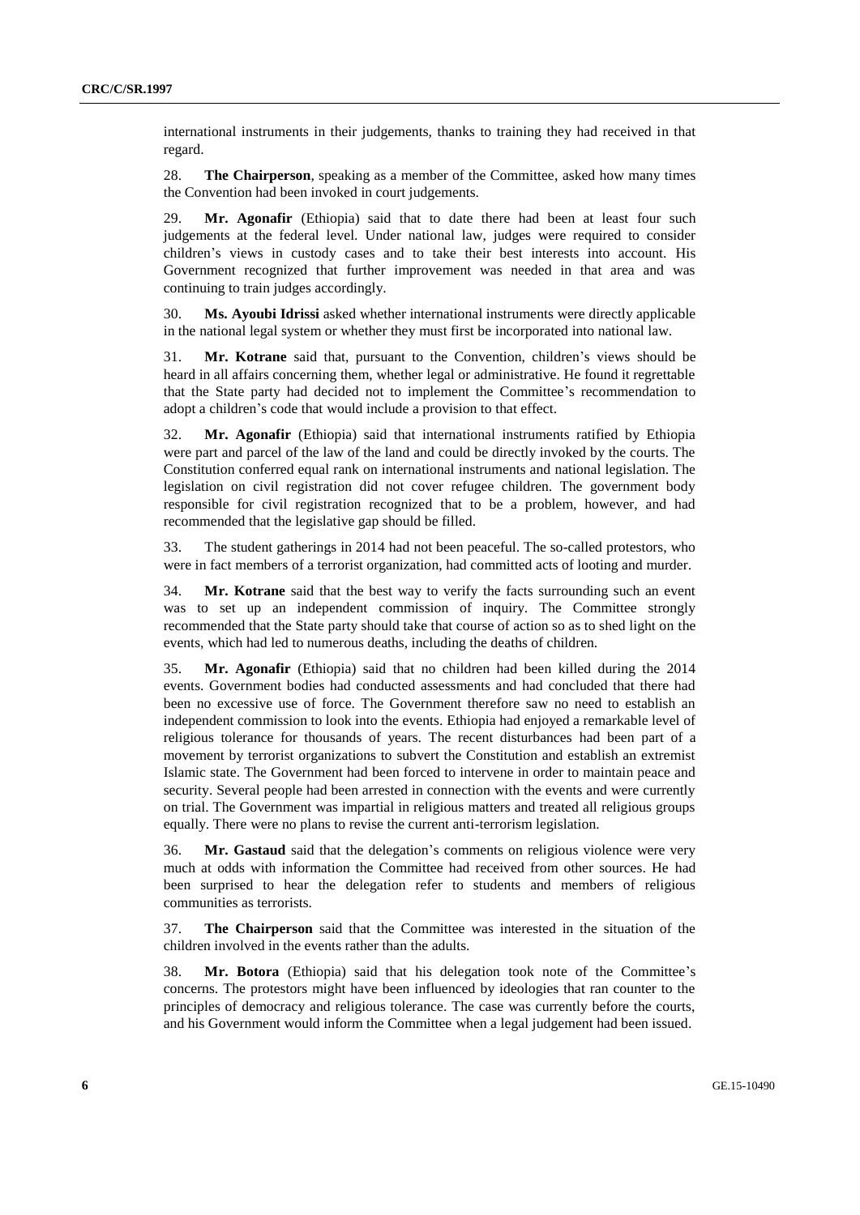international instruments in their judgements, thanks to training they had received in that regard.

28. **The Chairperson**, speaking as a member of the Committee, asked how many times the Convention had been invoked in court judgements.

29. **Mr. Agonafir** (Ethiopia) said that to date there had been at least four such judgements at the federal level. Under national law, judges were required to consider children's views in custody cases and to take their best interests into account. His Government recognized that further improvement was needed in that area and was continuing to train judges accordingly.

30. **Ms. Ayoubi Idrissi** asked whether international instruments were directly applicable in the national legal system or whether they must first be incorporated into national law.

31. **Mr. Kotrane** said that, pursuant to the Convention, children's views should be heard in all affairs concerning them, whether legal or administrative. He found it regrettable that the State party had decided not to implement the Committee's recommendation to adopt a children's code that would include a provision to that effect.

32. **Mr. Agonafir** (Ethiopia) said that international instruments ratified by Ethiopia were part and parcel of the law of the land and could be directly invoked by the courts. The Constitution conferred equal rank on international instruments and national legislation. The legislation on civil registration did not cover refugee children. The government body responsible for civil registration recognized that to be a problem, however, and had recommended that the legislative gap should be filled.

33. The student gatherings in 2014 had not been peaceful. The so-called protestors, who were in fact members of a terrorist organization, had committed acts of looting and murder.

34. **Mr. Kotrane** said that the best way to verify the facts surrounding such an event was to set up an independent commission of inquiry. The Committee strongly recommended that the State party should take that course of action so as to shed light on the events, which had led to numerous deaths, including the deaths of children.

35. **Mr. Agonafir** (Ethiopia) said that no children had been killed during the 2014 events. Government bodies had conducted assessments and had concluded that there had been no excessive use of force. The Government therefore saw no need to establish an independent commission to look into the events. Ethiopia had enjoyed a remarkable level of religious tolerance for thousands of years. The recent disturbances had been part of a movement by terrorist organizations to subvert the Constitution and establish an extremist Islamic state. The Government had been forced to intervene in order to maintain peace and security. Several people had been arrested in connection with the events and were currently on trial. The Government was impartial in religious matters and treated all religious groups equally. There were no plans to revise the current anti-terrorism legislation.

36. **Mr. Gastaud** said that the delegation's comments on religious violence were very much at odds with information the Committee had received from other sources. He had been surprised to hear the delegation refer to students and members of religious communities as terrorists.

37. **The Chairperson** said that the Committee was interested in the situation of the children involved in the events rather than the adults.

38. **Mr. Botora** (Ethiopia) said that his delegation took note of the Committee's concerns. The protestors might have been influenced by ideologies that ran counter to the principles of democracy and religious tolerance. The case was currently before the courts, and his Government would inform the Committee when a legal judgement had been issued.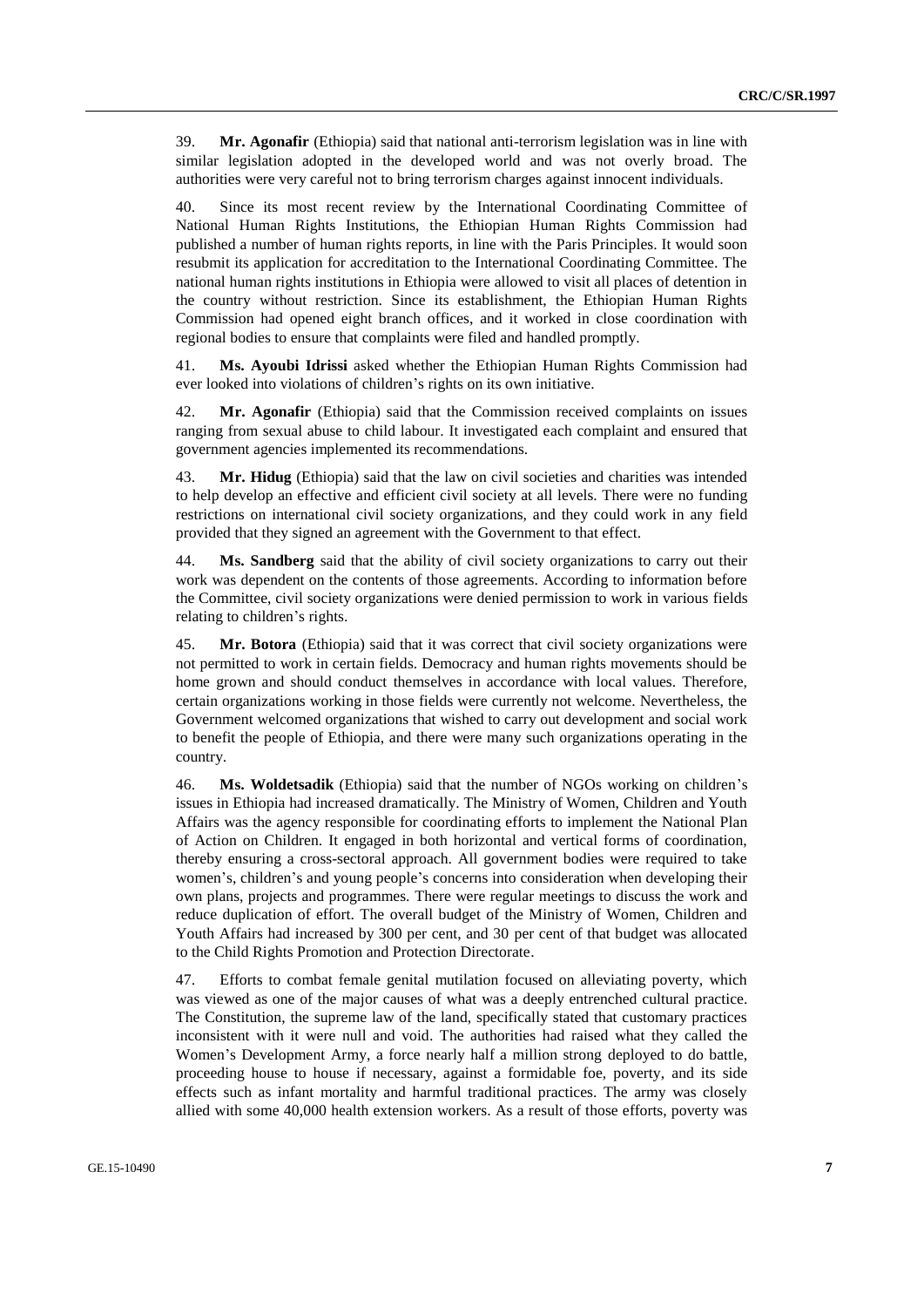39. **Mr. Agonafir** (Ethiopia) said that national anti-terrorism legislation was in line with similar legislation adopted in the developed world and was not overly broad. The authorities were very careful not to bring terrorism charges against innocent individuals.

40. Since its most recent review by the International Coordinating Committee of National Human Rights Institutions, the Ethiopian Human Rights Commission had published a number of human rights reports, in line with the Paris Principles. It would soon resubmit its application for accreditation to the International Coordinating Committee. The national human rights institutions in Ethiopia were allowed to visit all places of detention in the country without restriction. Since its establishment, the Ethiopian Human Rights Commission had opened eight branch offices, and it worked in close coordination with regional bodies to ensure that complaints were filed and handled promptly.

41. **Ms. Ayoubi Idrissi** asked whether the Ethiopian Human Rights Commission had ever looked into violations of children's rights on its own initiative.

42. **Mr. Agonafir** (Ethiopia) said that the Commission received complaints on issues ranging from sexual abuse to child labour. It investigated each complaint and ensured that government agencies implemented its recommendations.

43. **Mr. Hidug** (Ethiopia) said that the law on civil societies and charities was intended to help develop an effective and efficient civil society at all levels. There were no funding restrictions on international civil society organizations, and they could work in any field provided that they signed an agreement with the Government to that effect.

44. **Ms. Sandberg** said that the ability of civil society organizations to carry out their work was dependent on the contents of those agreements. According to information before the Committee, civil society organizations were denied permission to work in various fields relating to children's rights.

45. **Mr. Botora** (Ethiopia) said that it was correct that civil society organizations were not permitted to work in certain fields. Democracy and human rights movements should be home grown and should conduct themselves in accordance with local values. Therefore, certain organizations working in those fields were currently not welcome. Nevertheless, the Government welcomed organizations that wished to carry out development and social work to benefit the people of Ethiopia, and there were many such organizations operating in the country.

46. **Ms. Woldetsadik** (Ethiopia) said that the number of NGOs working on children's issues in Ethiopia had increased dramatically. The Ministry of Women, Children and Youth Affairs was the agency responsible for coordinating efforts to implement the National Plan of Action on Children. It engaged in both horizontal and vertical forms of coordination, thereby ensuring a cross-sectoral approach. All government bodies were required to take women's, children's and young people's concerns into consideration when developing their own plans, projects and programmes. There were regular meetings to discuss the work and reduce duplication of effort. The overall budget of the Ministry of Women, Children and Youth Affairs had increased by 300 per cent, and 30 per cent of that budget was allocated to the Child Rights Promotion and Protection Directorate.

47. Efforts to combat female genital mutilation focused on alleviating poverty, which was viewed as one of the major causes of what was a deeply entrenched cultural practice. The Constitution, the supreme law of the land, specifically stated that customary practices inconsistent with it were null and void. The authorities had raised what they called the Women's Development Army, a force nearly half a million strong deployed to do battle, proceeding house to house if necessary, against a formidable foe, poverty, and its side effects such as infant mortality and harmful traditional practices. The army was closely allied with some 40,000 health extension workers. As a result of those efforts, poverty was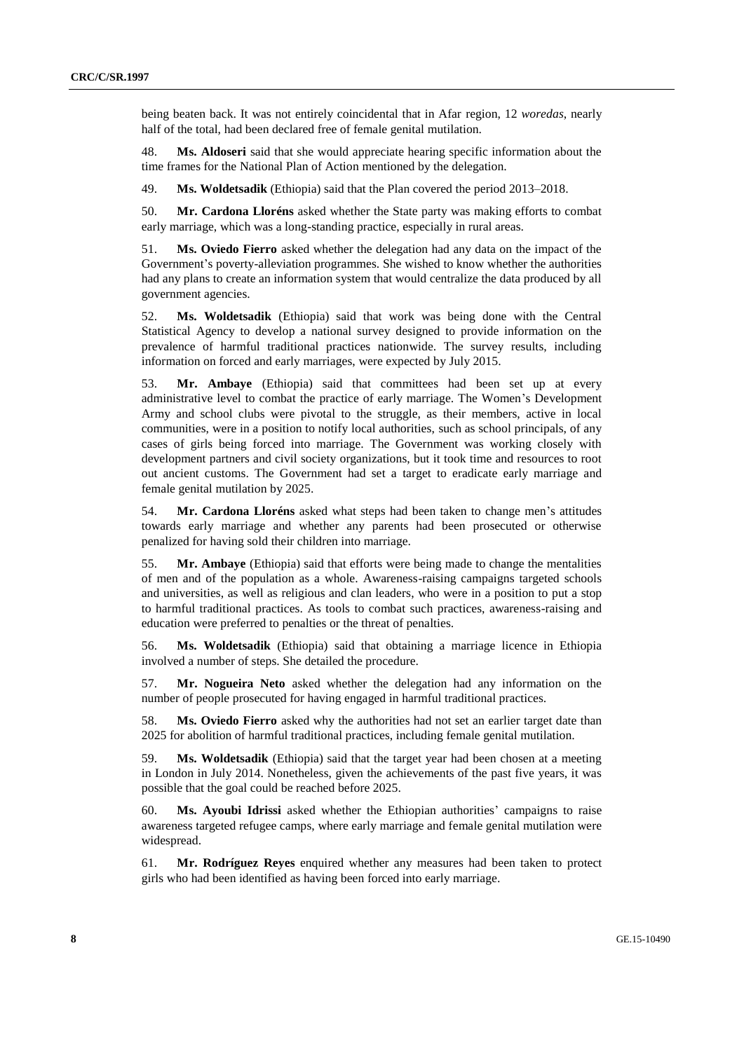being beaten back. It was not entirely coincidental that in Afar region, 12 *woredas*, nearly half of the total, had been declared free of female genital mutilation.

48. **Ms. Aldoseri** said that she would appreciate hearing specific information about the time frames for the National Plan of Action mentioned by the delegation.

49. **Ms. Woldetsadik** (Ethiopia) said that the Plan covered the period 2013–2018.

50. **Mr. Cardona Lloréns** asked whether the State party was making efforts to combat early marriage, which was a long-standing practice, especially in rural areas.

51. **Ms. Oviedo Fierro** asked whether the delegation had any data on the impact of the Government's poverty-alleviation programmes. She wished to know whether the authorities had any plans to create an information system that would centralize the data produced by all government agencies.

52. **Ms. Woldetsadik** (Ethiopia) said that work was being done with the Central Statistical Agency to develop a national survey designed to provide information on the prevalence of harmful traditional practices nationwide. The survey results, including information on forced and early marriages, were expected by July 2015.

53. **Mr. Ambaye** (Ethiopia) said that committees had been set up at every administrative level to combat the practice of early marriage. The Women's Development Army and school clubs were pivotal to the struggle, as their members, active in local communities, were in a position to notify local authorities, such as school principals, of any cases of girls being forced into marriage. The Government was working closely with development partners and civil society organizations, but it took time and resources to root out ancient customs. The Government had set a target to eradicate early marriage and female genital mutilation by 2025.

54. **Mr. Cardona Lloréns** asked what steps had been taken to change men's attitudes towards early marriage and whether any parents had been prosecuted or otherwise penalized for having sold their children into marriage.

55. **Mr. Ambaye** (Ethiopia) said that efforts were being made to change the mentalities of men and of the population as a whole. Awareness-raising campaigns targeted schools and universities, as well as religious and clan leaders, who were in a position to put a stop to harmful traditional practices. As tools to combat such practices, awareness-raising and education were preferred to penalties or the threat of penalties.

56. **Ms. Woldetsadik** (Ethiopia) said that obtaining a marriage licence in Ethiopia involved a number of steps. She detailed the procedure.

57. **Mr. Nogueira Neto** asked whether the delegation had any information on the number of people prosecuted for having engaged in harmful traditional practices.

58. **Ms. Oviedo Fierro** asked why the authorities had not set an earlier target date than 2025 for abolition of harmful traditional practices, including female genital mutilation.

59. **Ms. Woldetsadik** (Ethiopia) said that the target year had been chosen at a meeting in London in July 2014. Nonetheless, given the achievements of the past five years, it was possible that the goal could be reached before 2025.

60. **Ms. Ayoubi Idrissi** asked whether the Ethiopian authorities' campaigns to raise awareness targeted refugee camps, where early marriage and female genital mutilation were widespread.

61. **Mr. Rodríguez Reyes** enquired whether any measures had been taken to protect girls who had been identified as having been forced into early marriage.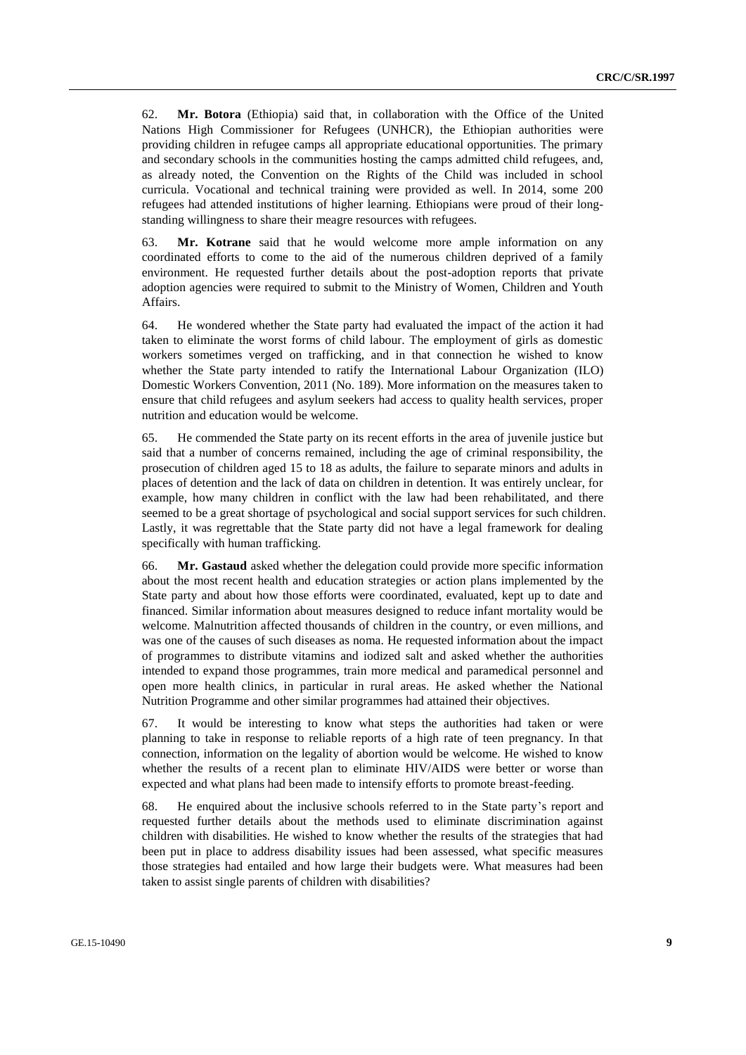62. **Mr. Botora** (Ethiopia) said that, in collaboration with the Office of the United Nations High Commissioner for Refugees (UNHCR), the Ethiopian authorities were providing children in refugee camps all appropriate educational opportunities. The primary and secondary schools in the communities hosting the camps admitted child refugees, and, as already noted, the Convention on the Rights of the Child was included in school curricula. Vocational and technical training were provided as well. In 2014, some 200 refugees had attended institutions of higher learning. Ethiopians were proud of their long-standing willingness to share their meagre resources with refugees.

63. **Mr. Kotrane** said that he would welcome more ample information on any coordinated efforts to come to the aid of the numerous children deprived of a family environment. He requested further details about the post-adoption reports that private adoption agencies were required to submit to the Ministry of Women, Children and Youth Affairs.

64. He wondered whether the State party had evaluated the impact of the action it had taken to eliminate the worst forms of child labour. The employment of girls as domestic workers sometimes verged on trafficking, and in that connection he wished to know whether the State party intended to ratify the International Labour Organization (ILO) Domestic Workers Convention, 2011 (No. 189). More information on the measures taken to ensure that child refugees and asylum seekers had access to quality health services, proper nutrition and education would be welcome.

65. He commended the State party on its recent efforts in the area of juvenile justice but said that a number of concerns remained, including the age of criminal responsibility, the prosecution of children aged 15 to 18 as adults, the failure to separate minors and adults in places of detention and the lack of data on children in detention. It was entirely unclear, for example, how many children in conflict with the law had been rehabilitated, and there seemed to be a great shortage of psychological and social support services for such children. Lastly, it was regrettable that the State party did not have a legal framework for dealing specifically with human trafficking.

66. **Mr. Gastaud** asked whether the delegation could provide more specific information about the most recent health and education strategies or action plans implemented by the State party and about how those efforts were coordinated, evaluated, kept up to date and financed. Similar information about measures designed to reduce infant mortality would be welcome. Malnutrition affected thousands of children in the country, or even millions, and was one of the causes of such diseases as noma. He requested information about the impact of programmes to distribute vitamins and iodized salt and asked whether the authorities intended to expand those programmes, train more medical and paramedical personnel and open more health clinics, in particular in rural areas. He asked whether the National Nutrition Programme and other similar programmes had attained their objectives.

67. It would be interesting to know what steps the authorities had taken or were planning to take in response to reliable reports of a high rate of teen pregnancy. In that connection, information on the legality of abortion would be welcome. He wished to know whether the results of a recent plan to eliminate HIV/AIDS were better or worse than expected and what plans had been made to intensify efforts to promote breast-feeding.

68. He enquired about the inclusive schools referred to in the State party's report and requested further details about the methods used to eliminate discrimination against children with disabilities. He wished to know whether the results of the strategies that had been put in place to address disability issues had been assessed, what specific measures those strategies had entailed and how large their budgets were. What measures had been taken to assist single parents of children with disabilities?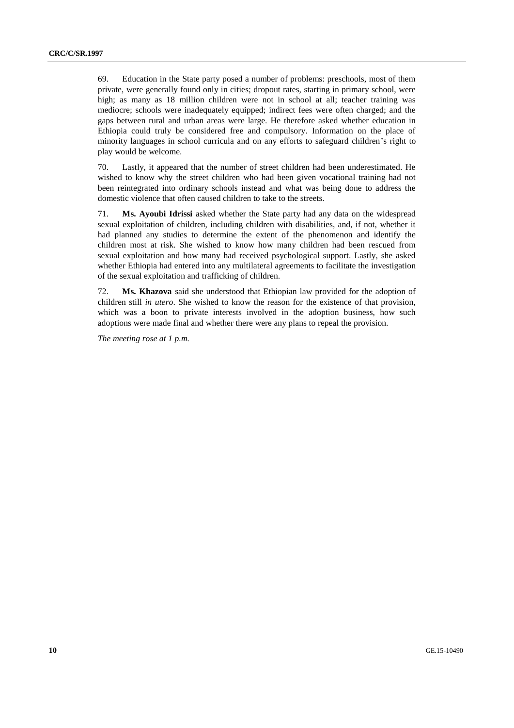69. Education in the State party posed a number of problems: preschools, most of them private, were generally found only in cities; dropout rates, starting in primary school, were high; as many as 18 million children were not in school at all; teacher training was mediocre; schools were inadequately equipped; indirect fees were often charged; and the gaps between rural and urban areas were large. He therefore asked whether education in Ethiopia could truly be considered free and compulsory. Information on the place of minority languages in school curricula and on any efforts to safeguard children's right to play would be welcome.

70. Lastly, it appeared that the number of street children had been underestimated. He wished to know why the street children who had been given vocational training had not been reintegrated into ordinary schools instead and what was being done to address the domestic violence that often caused children to take to the streets.

71. **Ms. Ayoubi Idrissi** asked whether the State party had any data on the widespread sexual exploitation of children, including children with disabilities, and, if not, whether it had planned any studies to determine the extent of the phenomenon and identify the children most at risk. She wished to know how many children had been rescued from sexual exploitation and how many had received psychological support. Lastly, she asked whether Ethiopia had entered into any multilateral agreements to facilitate the investigation of the sexual exploitation and trafficking of children.

72. **Ms. Khazova** said she understood that Ethiopian law provided for the adoption of children still *in utero*. She wished to know the reason for the existence of that provision, which was a boon to private interests involved in the adoption business, how such adoptions were made final and whether there were any plans to repeal the provision.

*The meeting rose at 1 p.m.*